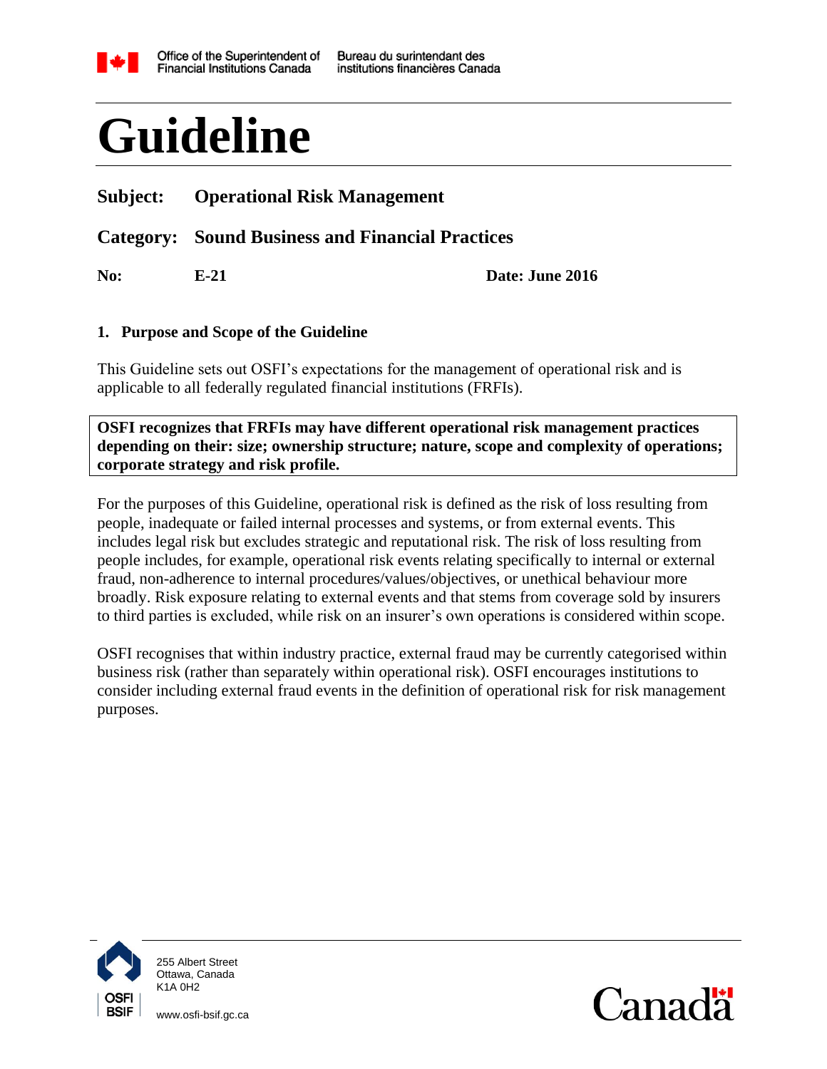Office of the Superintendent of Financial Institutions Canada | Bureau du surintendant des institutions financières Canada

# Guideline

**Subject: Operational Risk Management**

**Category: Sound Business and Financial Practices**

**No: E-21** **Date: June 2016**

## 1. Purpose and Scope of the Guideline

This Guideline sets out OSFI's expectations for the management of operational risk and is applicable to all federally regulated financial institutions (FRFIs).

**OSFI recognizes that FRFIs may have different operational risk management practices depending on their: size; ownership structure; nature, scope and complexity of operations; corporate strategy and risk profile.**

For the purposes of this Guideline, operational risk is defined as the risk of loss resulting from people, inadequate or failed internal processes and systems, or from external events. This includes legal risk but excludes strategic and reputational risk. The risk of loss resulting from people includes, for example, operational risk events relating specifically to internal or external fraud, non-adherence to internal procedures/values/objectives, or unethical behaviour more broadly. Risk exposure relating to external events and that stems from coverage sold by insurers to third parties is excluded, while risk on an insurer's own operations is considered within scope.

OSFI recognises that within industry practice, external fraud may be currently categorised within business risk (rather than separately within operational risk). OSFI encourages institutions to consider including external fraud events in the definition of operational risk for risk management purposes.

255 Albert Street
Ottawa, Canada
K1A 0H2

www.osfi-bsif.gc.ca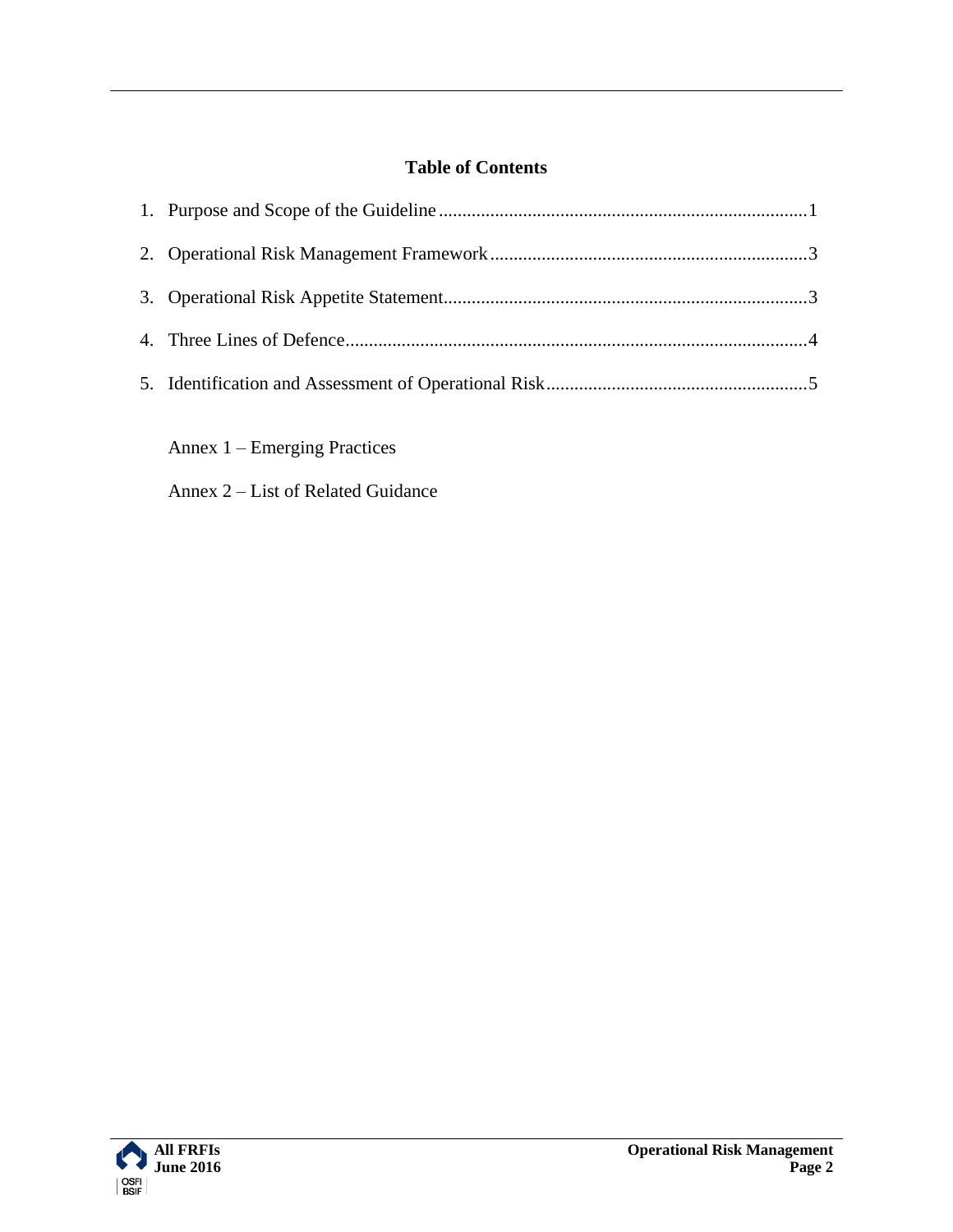## Table of Contents

1. Purpose and Scope of the Guideline ..............................................................................1
2. Operational Risk Management Framework ...................................................................3
3. Operational Risk Appetite Statement.............................................................................3
4. Three Lines of Defence..................................................................................................4
5. Identification and Assessment of Operational Risk........................................................5

Annex 1 – Emerging Practices

Annex 2 – List of Related Guidance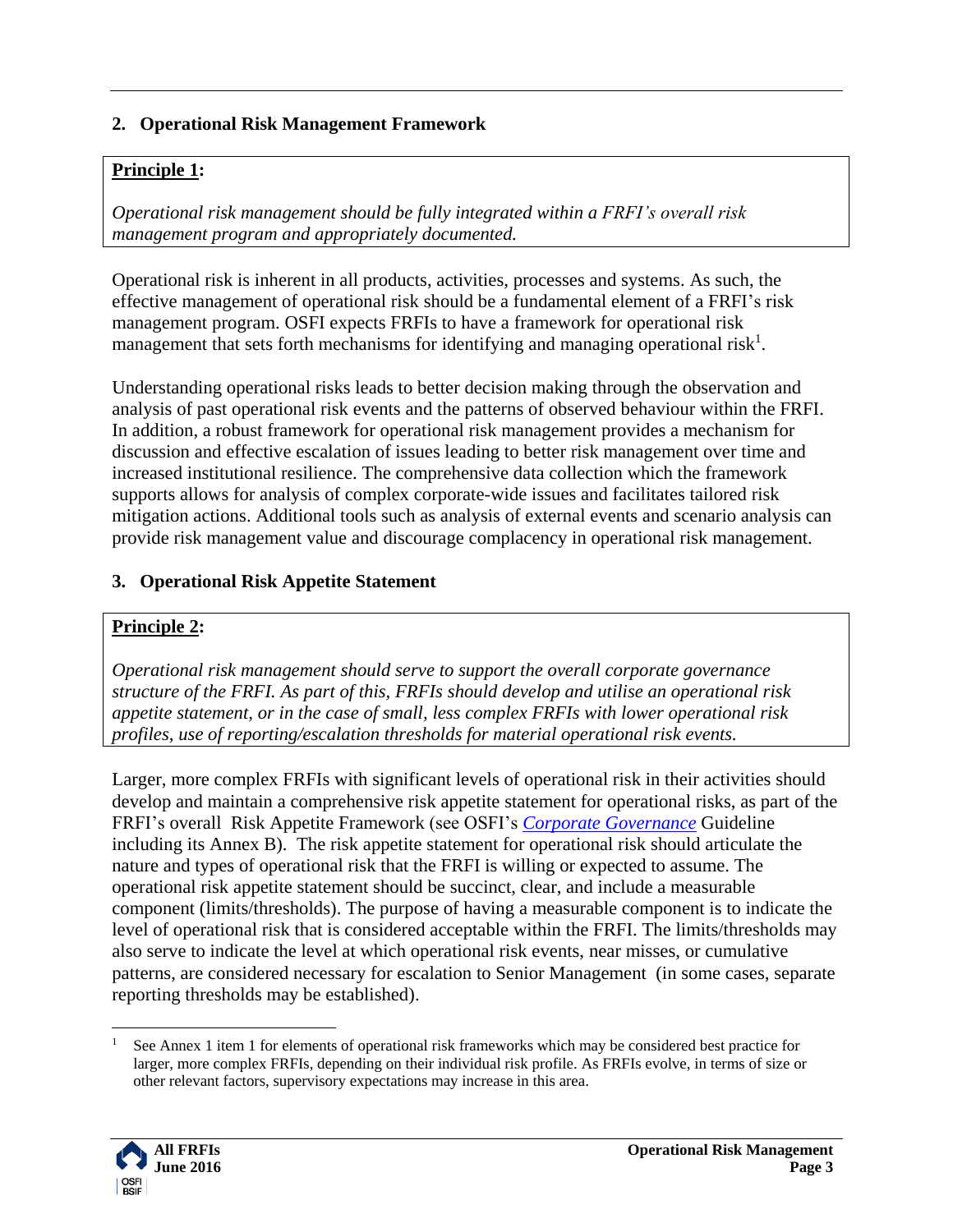## 2. Operational Risk Management Framework

**Principle 1:**

*Operational risk management should be fully integrated within a FRFI's overall risk management program and appropriately documented.*

Operational risk is inherent in all products, activities, processes and systems. As such, the effective management of operational risk should be a fundamental element of a FRFI's risk management program. OSFI expects FRFIs to have a framework for operational risk management that sets forth mechanisms for identifying and managing operational risk[1].

Understanding operational risks leads to better decision making through the observation and analysis of past operational risk events and the patterns of observed behaviour within the FRFI. In addition, a robust framework for operational risk management provides a mechanism for discussion and effective escalation of issues leading to better risk management over time and increased institutional resilience. The comprehensive data collection which the framework supports allows for analysis of complex corporate-wide issues and facilitates tailored risk mitigation actions. Additional tools such as analysis of external events and scenario analysis can provide risk management value and discourage complacency in operational risk management.

## 3. Operational Risk Appetite Statement

**Principle 2:**

*Operational risk management should serve to support the overall corporate governance structure of the FRFI. As part of this, FRFIs should develop and utilise an operational risk appetite statement, or in the case of small, less complex FRFIs with lower operational risk profiles, use of reporting/escalation thresholds for material operational risk events.*

Larger, more complex FRFIs with significant levels of operational risk in their activities should develop and maintain a comprehensive risk appetite statement for operational risks, as part of the FRFI's overall Risk Appetite Framework (see OSFI's *Corporate Governance* Guideline including its Annex B). The risk appetite statement for operational risk should articulate the nature and types of operational risk that the FRFI is willing or expected to assume. The operational risk appetite statement should be succinct, clear, and include a measurable component (limits/thresholds). The purpose of having a measurable component is to indicate the level of operational risk that is considered acceptable within the FRFI. The limits/thresholds may also serve to indicate the level at which operational risk events, near misses, or cumulative patterns, are considered necessary for escalation to Senior Management (in some cases, separate reporting thresholds may be established).

---

[1] See Annex 1 item 1 for elements of operational risk frameworks which may be considered best practice for larger, more complex FRFIs, depending on their individual risk profile. As FRFIs evolve, in terms of size or other relevant factors, supervisory expectations may increase in this area.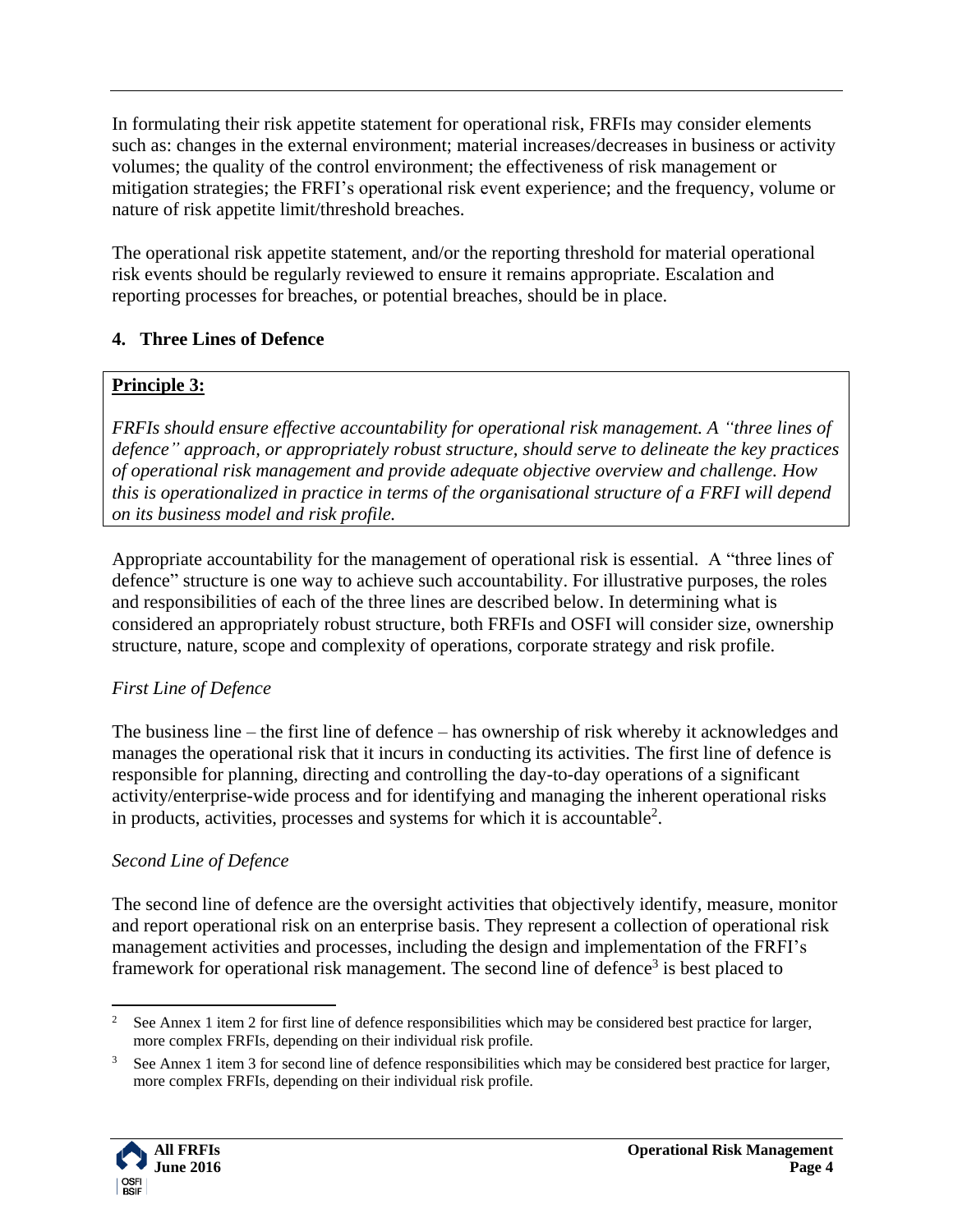In formulating their risk appetite statement for operational risk, FRFIs may consider elements such as: changes in the external environment; material increases/decreases in business or activity volumes; the quality of the control environment; the effectiveness of risk management or mitigation strategies; the FRFI's operational risk event experience; and the frequency, volume or nature of risk appetite limit/threshold breaches.

The operational risk appetite statement, and/or the reporting threshold for material operational risk events should be regularly reviewed to ensure it remains appropriate. Escalation and reporting processes for breaches, or potential breaches, should be in place.

## 4. Three Lines of Defence

**Principle 3:**

*FRFIs should ensure effective accountability for operational risk management. A "three lines of defence" approach, or appropriately robust structure, should serve to delineate the key practices of operational risk management and provide adequate objective overview and challenge. How this is operationalized in practice in terms of the organisational structure of a FRFI will depend on its business model and risk profile.*

Appropriate accountability for the management of operational risk is essential. A "three lines of defence" structure is one way to achieve such accountability. For illustrative purposes, the roles and responsibilities of each of the three lines are described below. In determining what is considered an appropriately robust structure, both FRFIs and OSFI will consider size, ownership structure, nature, scope and complexity of operations, corporate strategy and risk profile.

*First Line of Defence*

The business line – the first line of defence – has ownership of risk whereby it acknowledges and manages the operational risk that it incurs in conducting its activities. The first line of defence is responsible for planning, directing and controlling the day-to-day operations of a significant activity/enterprise-wide process and for identifying and managing the inherent operational risks in products, activities, processes and systems for which it is accountable[2].

*Second Line of Defence*

The second line of defence are the oversight activities that objectively identify, measure, monitor and report operational risk on an enterprise basis. They represent a collection of operational risk management activities and processes, including the design and implementation of the FRFI's framework for operational risk management. The second line of defence[3] is best placed to

---

[2] See Annex 1 item 2 for first line of defence responsibilities which may be considered best practice for larger, more complex FRFIs, depending on their individual risk profile.

[3] See Annex 1 item 3 for second line of defence responsibilities which may be considered best practice for larger, more complex FRFIs, depending on their individual risk profile.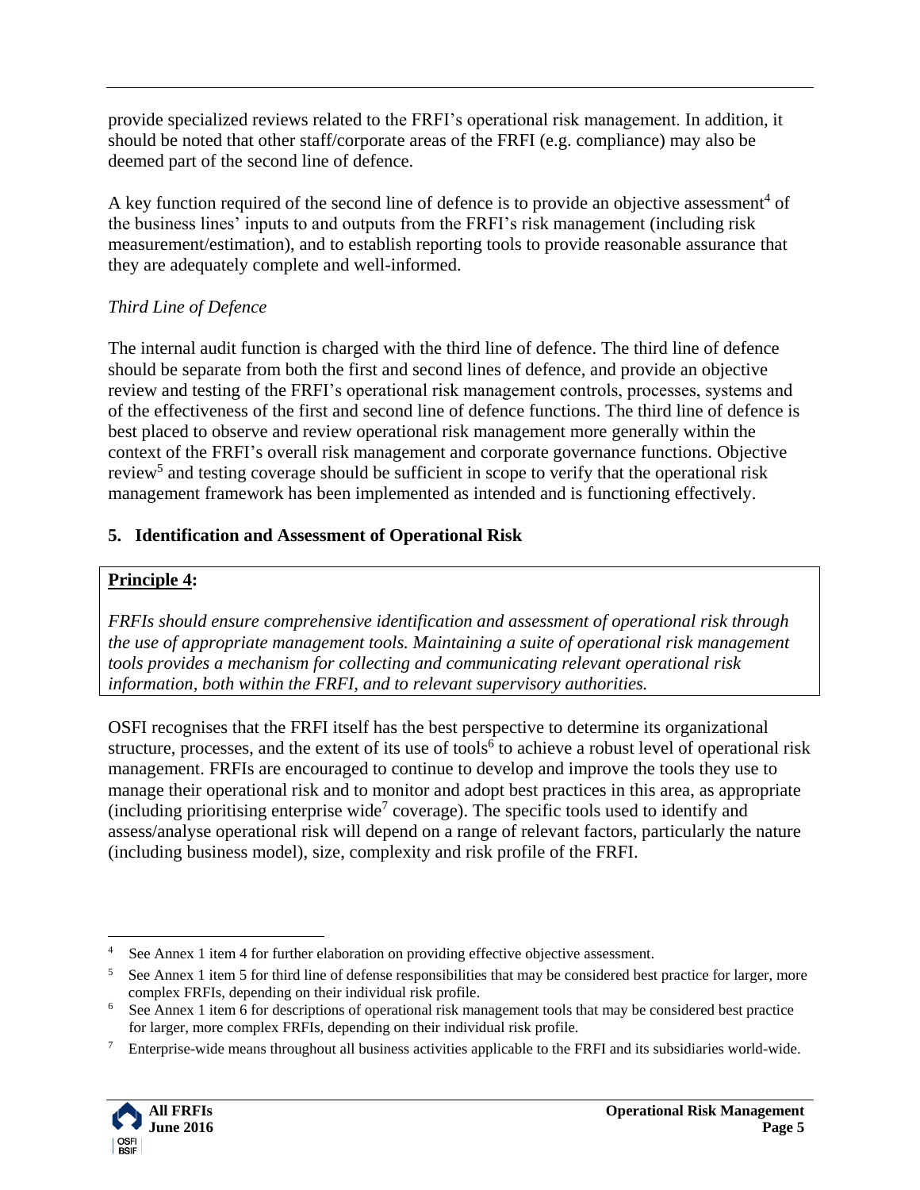provide specialized reviews related to the FRFI's operational risk management. In addition, it should be noted that other staff/corporate areas of the FRFI (e.g. compliance) may also be deemed part of the second line of defence.

A key function required of the second line of defence is to provide an objective assessment[4] of the business lines' inputs to and outputs from the FRFI's risk management (including risk measurement/estimation), and to establish reporting tools to provide reasonable assurance that they are adequately complete and well-informed.

*Third Line of Defence*

The internal audit function is charged with the third line of defence. The third line of defence should be separate from both the first and second lines of defence, and provide an objective review and testing of the FRFI's operational risk management controls, processes, systems and of the effectiveness of the first and second line of defence functions. The third line of defence is best placed to observe and review operational risk management more generally within the context of the FRFI's overall risk management and corporate governance functions. Objective review[5] and testing coverage should be sufficient in scope to verify that the operational risk management framework has been implemented as intended and is functioning effectively.

## 5. Identification and Assessment of Operational Risk

**Principle 4:**

*FRFIs should ensure comprehensive identification and assessment of operational risk through the use of appropriate management tools. Maintaining a suite of operational risk management tools provides a mechanism for collecting and communicating relevant operational risk information, both within the FRFI, and to relevant supervisory authorities.*

OSFI recognises that the FRFI itself has the best perspective to determine its organizational structure, processes, and the extent of its use of tools[6] to achieve a robust level of operational risk management. FRFIs are encouraged to continue to develop and improve the tools they use to manage their operational risk and to monitor and adopt best practices in this area, as appropriate (including prioritising enterprise wide[7] coverage). The specific tools used to identify and assess/analyse operational risk will depend on a range of relevant factors, particularly the nature (including business model), size, complexity and risk profile of the FRFI.

---

[4] See Annex 1 item 4 for further elaboration on providing effective objective assessment.

[5] See Annex 1 item 5 for third line of defense responsibilities that may be considered best practice for larger, more complex FRFIs, depending on their individual risk profile.

[6] See Annex 1 item 6 for descriptions of operational risk management tools that may be considered best practice for larger, more complex FRFIs, depending on their individual risk profile.

[7] Enterprise-wide means throughout all business activities applicable to the FRFI and its subsidiaries world-wide.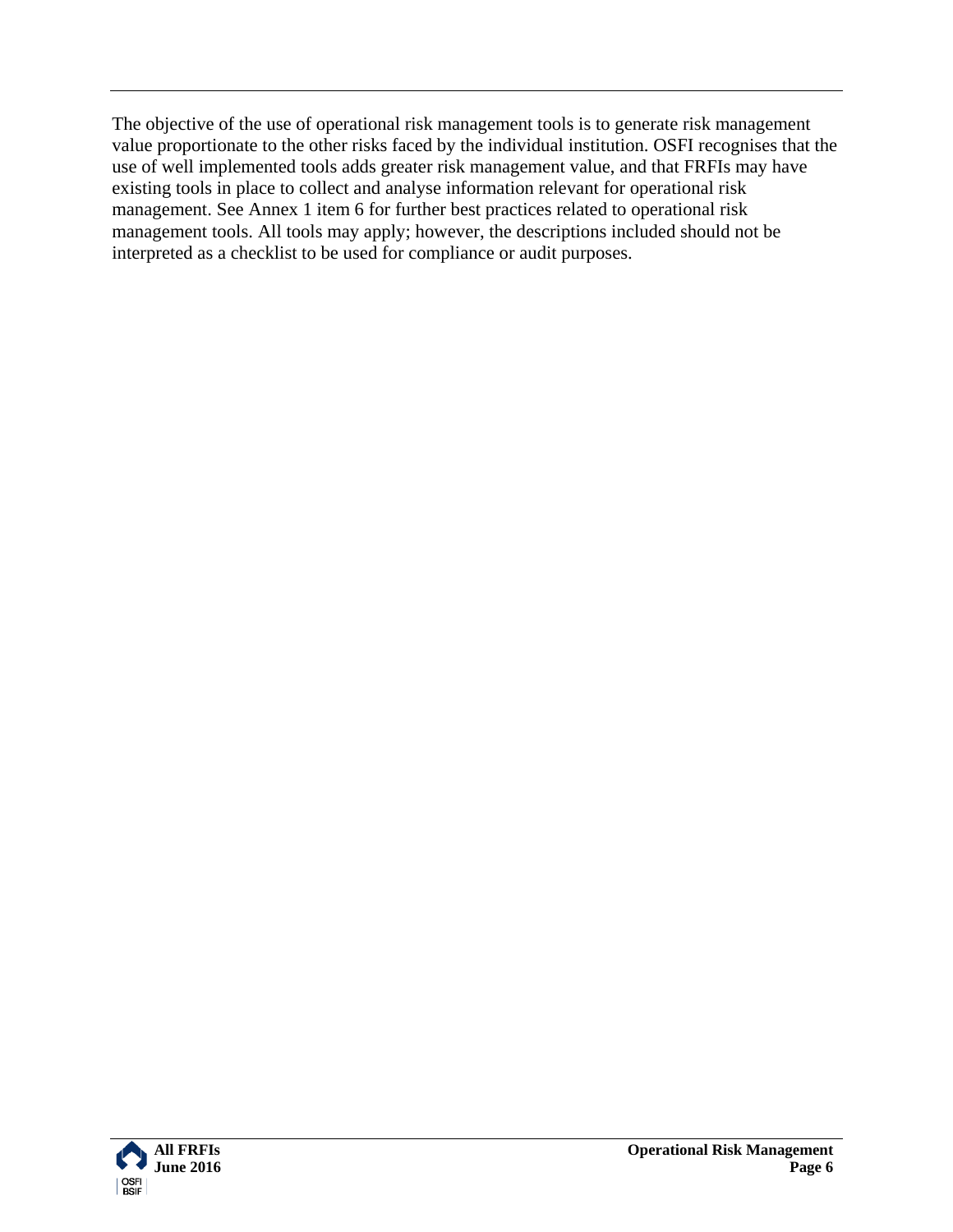The objective of the use of operational risk management tools is to generate risk management value proportionate to the other risks faced by the individual institution. OSFI recognises that the use of well implemented tools adds greater risk management value, and that FRFIs may have existing tools in place to collect and analyse information relevant for operational risk management. See Annex 1 item 6 for further best practices related to operational risk management tools. All tools may apply; however, the descriptions included should not be interpreted as a checklist to be used for compliance or audit purposes.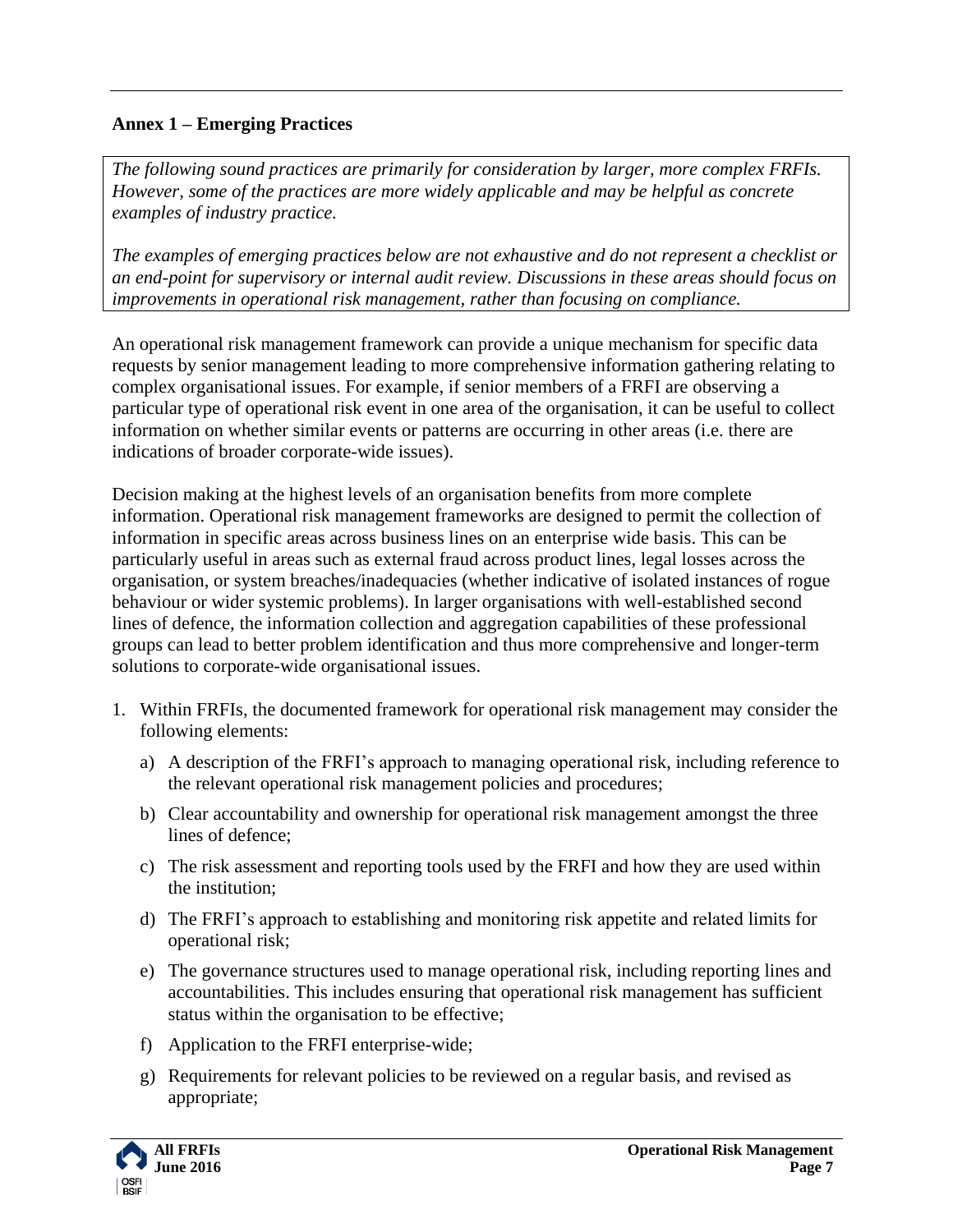## Annex 1 – Emerging Practices

*The following sound practices are primarily for consideration by larger, more complex FRFIs. However, some of the practices are more widely applicable and may be helpful as concrete examples of industry practice.*

*The examples of emerging practices below are not exhaustive and do not represent a checklist or an end-point for supervisory or internal audit review. Discussions in these areas should focus on improvements in operational risk management, rather than focusing on compliance.*

An operational risk management framework can provide a unique mechanism for specific data requests by senior management leading to more comprehensive information gathering relating to complex organisational issues. For example, if senior members of a FRFI are observing a particular type of operational risk event in one area of the organisation, it can be useful to collect information on whether similar events or patterns are occurring in other areas (i.e. there are indications of broader corporate-wide issues).

Decision making at the highest levels of an organisation benefits from more complete information. Operational risk management frameworks are designed to permit the collection of information in specific areas across business lines on an enterprise wide basis. This can be particularly useful in areas such as external fraud across product lines, legal losses across the organisation, or system breaches/inadequacies (whether indicative of isolated instances of rogue behaviour or wider systemic problems). In larger organisations with well-established second lines of defence, the information collection and aggregation capabilities of these professional groups can lead to better problem identification and thus more comprehensive and longer-term solutions to corporate-wide organisational issues.

1. Within FRFIs, the documented framework for operational risk management may consider the following elements:
   a) A description of the FRFI's approach to managing operational risk, including reference to the relevant operational risk management policies and procedures;
   b) Clear accountability and ownership for operational risk management amongst the three lines of defence;
   c) The risk assessment and reporting tools used by the FRFI and how they are used within the institution;
   d) The FRFI's approach to establishing and monitoring risk appetite and related limits for operational risk;
   e) The governance structures used to manage operational risk, including reporting lines and accountabilities. This includes ensuring that operational risk management has sufficient status within the organisation to be effective;
   f) Application to the FRFI enterprise-wide;
   g) Requirements for relevant policies to be reviewed on a regular basis, and revised as appropriate;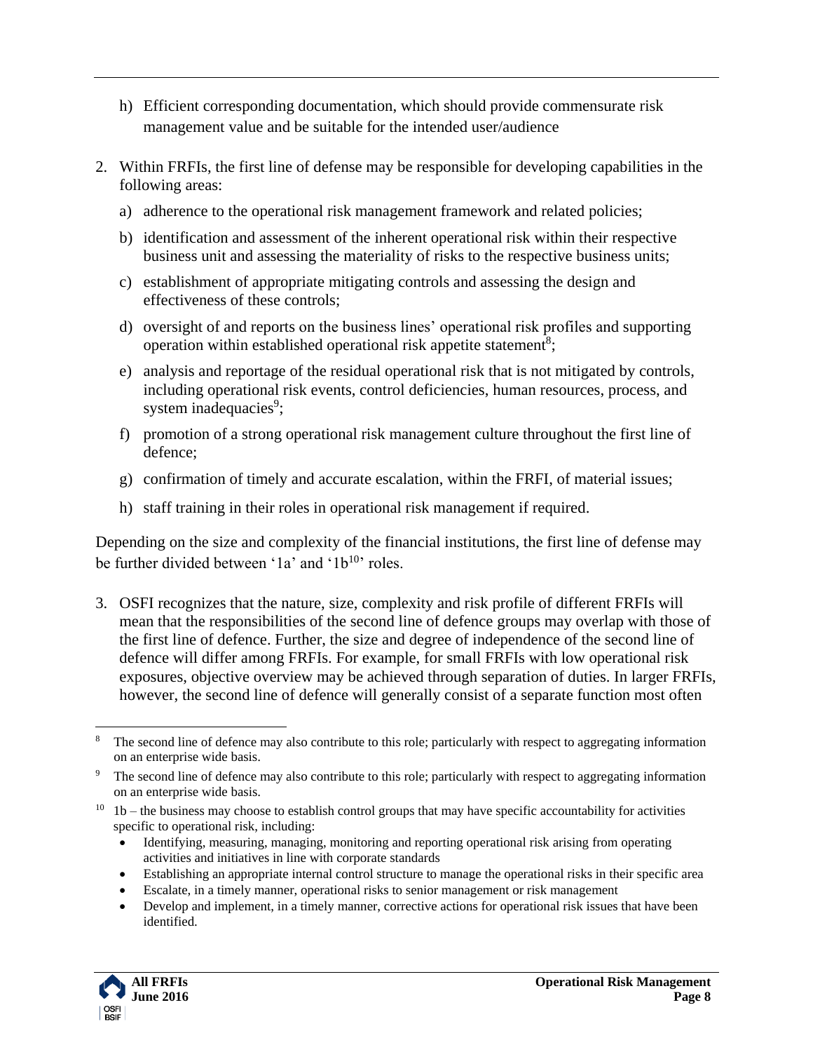h) Efficient corresponding documentation, which should provide commensurate risk management value and be suitable for the intended user/audience

2. Within FRFIs, the first line of defense may be responsible for developing capabilities in the following areas:

   a) adherence to the operational risk management framework and related policies;

   b) identification and assessment of the inherent operational risk within their respective business unit and assessing the materiality of risks to the respective business units;

   c) establishment of appropriate mitigating controls and assessing the design and effectiveness of these controls;

   d) oversight of and reports on the business lines' operational risk profiles and supporting operation within established operational risk appetite statement[8];

   e) analysis and reportage of the residual operational risk that is not mitigated by controls, including operational risk events, control deficiencies, human resources, process, and system inadequacies[9];

   f) promotion of a strong operational risk management culture throughout the first line of defence;

   g) confirmation of timely and accurate escalation, within the FRFI, of material issues;

   h) staff training in their roles in operational risk management if required.

Depending on the size and complexity of the financial institutions, the first line of defense may be further divided between '1a' and '1b[10]' roles.

3. OSFI recognizes that the nature, size, complexity and risk profile of different FRFIs will mean that the responsibilities of the second line of defence groups may overlap with those of the first line of defence. Further, the size and degree of independence of the second line of defence will differ among FRFIs. For example, for small FRFIs with low operational risk exposures, objective overview may be achieved through separation of duties. In larger FRFIs, however, the second line of defence will generally consist of a separate function most often

---

[8] The second line of defence may also contribute to this role; particularly with respect to aggregating information on an enterprise wide basis.

[9] The second line of defence may also contribute to this role; particularly with respect to aggregating information on an enterprise wide basis.

[10] 1b – the business may choose to establish control groups that may have specific accountability for activities specific to operational risk, including:

- Identifying, measuring, managing, monitoring and reporting operational risk arising from operating activities and initiatives in line with corporate standards
- Establishing an appropriate internal control structure to manage the operational risks in their specific area
- Escalate, in a timely manner, operational risks to senior management or risk management
- Develop and implement, in a timely manner, corrective actions for operational risk issues that have been identified.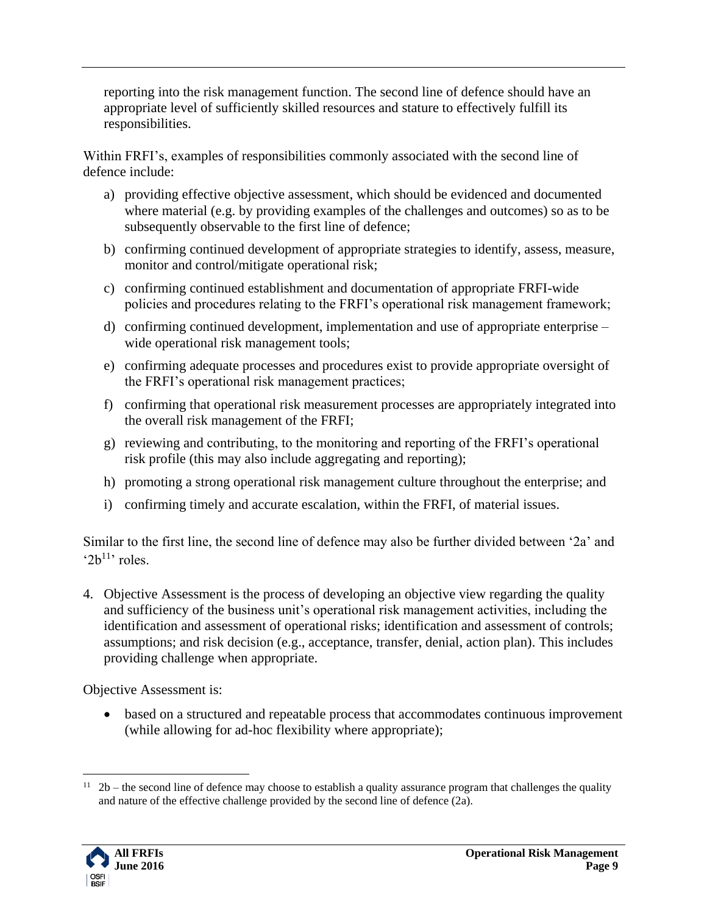reporting into the risk management function. The second line of defence should have an appropriate level of sufficiently skilled resources and stature to effectively fulfill its responsibilities.

Within FRFI's, examples of responsibilities commonly associated with the second line of defence include:

a) providing effective objective assessment, which should be evidenced and documented where material (e.g. by providing examples of the challenges and outcomes) so as to be subsequently observable to the first line of defence;

b) confirming continued development of appropriate strategies to identify, assess, measure, monitor and control/mitigate operational risk;

c) confirming continued establishment and documentation of appropriate FRFI-wide policies and procedures relating to the FRFI's operational risk management framework;

d) confirming continued development, implementation and use of appropriate enterprise – wide operational risk management tools;

e) confirming adequate processes and procedures exist to provide appropriate oversight of the FRFI's operational risk management practices;

f) confirming that operational risk measurement processes are appropriately integrated into the overall risk management of the FRFI;

g) reviewing and contributing, to the monitoring and reporting of the FRFI's operational risk profile (this may also include aggregating and reporting);

h) promoting a strong operational risk management culture throughout the enterprise; and

i) confirming timely and accurate escalation, within the FRFI, of material issues.

Similar to the first line, the second line of defence may also be further divided between '2a' and '2b[11]' roles.

4. Objective Assessment is the process of developing an objective view regarding the quality and sufficiency of the business unit's operational risk management activities, including the identification and assessment of operational risks; identification and assessment of controls; assumptions; and risk decision (e.g., acceptance, transfer, denial, action plan). This includes providing challenge when appropriate.

Objective Assessment is:

- based on a structured and repeatable process that accommodates continuous improvement (while allowing for ad-hoc flexibility where appropriate);

[11] 2b – the second line of defence may choose to establish a quality assurance program that challenges the quality and nature of the effective challenge provided by the second line of defence (2a).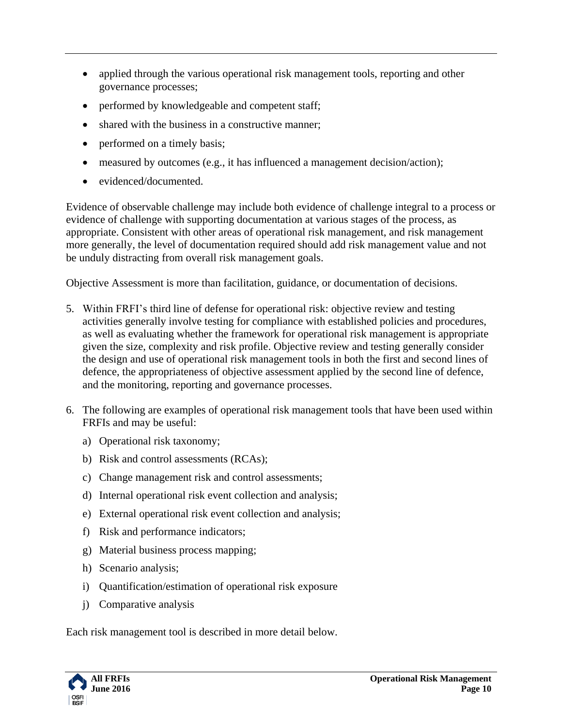- applied through the various operational risk management tools, reporting and other governance processes;
- performed by knowledgeable and competent staff;
- shared with the business in a constructive manner;
- performed on a timely basis;
- measured by outcomes (e.g., it has influenced a management decision/action);
- evidenced/documented.

Evidence of observable challenge may include both evidence of challenge integral to a process or evidence of challenge with supporting documentation at various stages of the process, as appropriate. Consistent with other areas of operational risk management, and risk management more generally, the level of documentation required should add risk management value and not be unduly distracting from overall risk management goals.

Objective Assessment is more than facilitation, guidance, or documentation of decisions.

5. Within FRFI's third line of defense for operational risk: objective review and testing activities generally involve testing for compliance with established policies and procedures, as well as evaluating whether the framework for operational risk management is appropriate given the size, complexity and risk profile. Objective review and testing generally consider the design and use of operational risk management tools in both the first and second lines of defence, the appropriateness of objective assessment applied by the second line of defence, and the monitoring, reporting and governance processes.

6. The following are examples of operational risk management tools that have been used within FRFIs and may be useful:

   a) Operational risk taxonomy;
   b) Risk and control assessments (RCAs);
   c) Change management risk and control assessments;
   d) Internal operational risk event collection and analysis;
   e) External operational risk event collection and analysis;
   f) Risk and performance indicators;
   g) Material business process mapping;
   h) Scenario analysis;
   i) Quantification/estimation of operational risk exposure
   j) Comparative analysis

Each risk management tool is described in more detail below.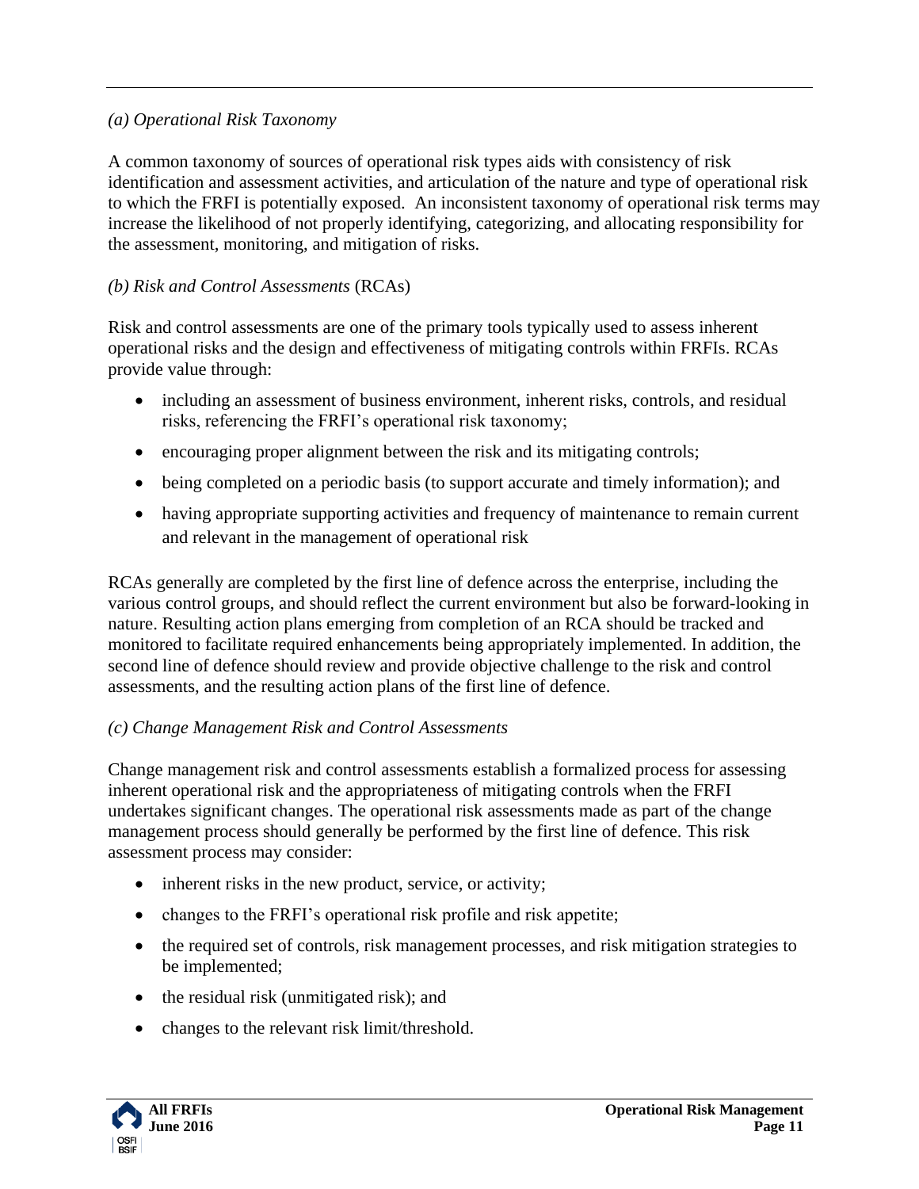*(a) Operational Risk Taxonomy*

A common taxonomy of sources of operational risk types aids with consistency of risk identification and assessment activities, and articulation of the nature and type of operational risk to which the FRFI is potentially exposed. An inconsistent taxonomy of operational risk terms may increase the likelihood of not properly identifying, categorizing, and allocating responsibility for the assessment, monitoring, and mitigation of risks.

*(b) Risk and Control Assessments* (RCAs)

Risk and control assessments are one of the primary tools typically used to assess inherent operational risks and the design and effectiveness of mitigating controls within FRFIs. RCAs provide value through:

- including an assessment of business environment, inherent risks, controls, and residual risks, referencing the FRFI's operational risk taxonomy;
- encouraging proper alignment between the risk and its mitigating controls;
- being completed on a periodic basis (to support accurate and timely information); and
- having appropriate supporting activities and frequency of maintenance to remain current and relevant in the management of operational risk

RCAs generally are completed by the first line of defence across the enterprise, including the various control groups, and should reflect the current environment but also be forward-looking in nature. Resulting action plans emerging from completion of an RCA should be tracked and monitored to facilitate required enhancements being appropriately implemented. In addition, the second line of defence should review and provide objective challenge to the risk and control assessments, and the resulting action plans of the first line of defence.

*(c) Change Management Risk and Control Assessments*

Change management risk and control assessments establish a formalized process for assessing inherent operational risk and the appropriateness of mitigating controls when the FRFI undertakes significant changes. The operational risk assessments made as part of the change management process should generally be performed by the first line of defence. This risk assessment process may consider:

- inherent risks in the new product, service, or activity;
- changes to the FRFI's operational risk profile and risk appetite;
- the required set of controls, risk management processes, and risk mitigation strategies to be implemented;
- the residual risk (unmitigated risk); and
- changes to the relevant risk limit/threshold.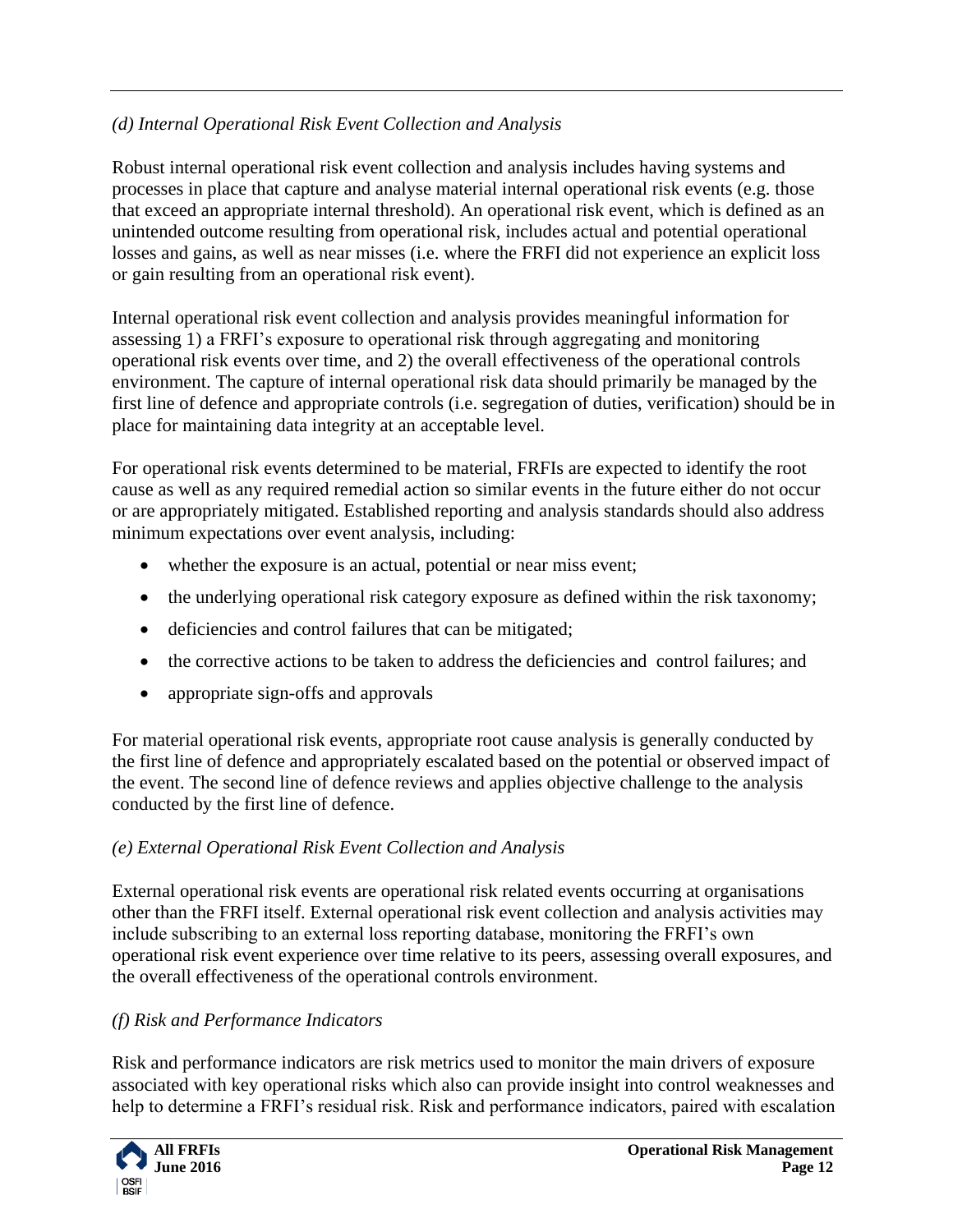*(d) Internal Operational Risk Event Collection and Analysis*

Robust internal operational risk event collection and analysis includes having systems and processes in place that capture and analyse material internal operational risk events (e.g. those that exceed an appropriate internal threshold). An operational risk event, which is defined as an unintended outcome resulting from operational risk, includes actual and potential operational losses and gains, as well as near misses (i.e. where the FRFI did not experience an explicit loss or gain resulting from an operational risk event).

Internal operational risk event collection and analysis provides meaningful information for assessing 1) a FRFI's exposure to operational risk through aggregating and monitoring operational risk events over time, and 2) the overall effectiveness of the operational controls environment. The capture of internal operational risk data should primarily be managed by the first line of defence and appropriate controls (i.e. segregation of duties, verification) should be in place for maintaining data integrity at an acceptable level.

For operational risk events determined to be material, FRFIs are expected to identify the root cause as well as any required remedial action so similar events in the future either do not occur or are appropriately mitigated. Established reporting and analysis standards should also address minimum expectations over event analysis, including:

- whether the exposure is an actual, potential or near miss event;
- the underlying operational risk category exposure as defined within the risk taxonomy;
- deficiencies and control failures that can be mitigated;
- the corrective actions to be taken to address the deficiencies and control failures; and
- appropriate sign-offs and approvals

For material operational risk events, appropriate root cause analysis is generally conducted by the first line of defence and appropriately escalated based on the potential or observed impact of the event. The second line of defence reviews and applies objective challenge to the analysis conducted by the first line of defence.

*(e) External Operational Risk Event Collection and Analysis*

External operational risk events are operational risk related events occurring at organisations other than the FRFI itself. External operational risk event collection and analysis activities may include subscribing to an external loss reporting database, monitoring the FRFI's own operational risk event experience over time relative to its peers, assessing overall exposures, and the overall effectiveness of the operational controls environment.

*(f) Risk and Performance Indicators*

Risk and performance indicators are risk metrics used to monitor the main drivers of exposure associated with key operational risks which also can provide insight into control weaknesses and help to determine a FRFI's residual risk. Risk and performance indicators, paired with escalation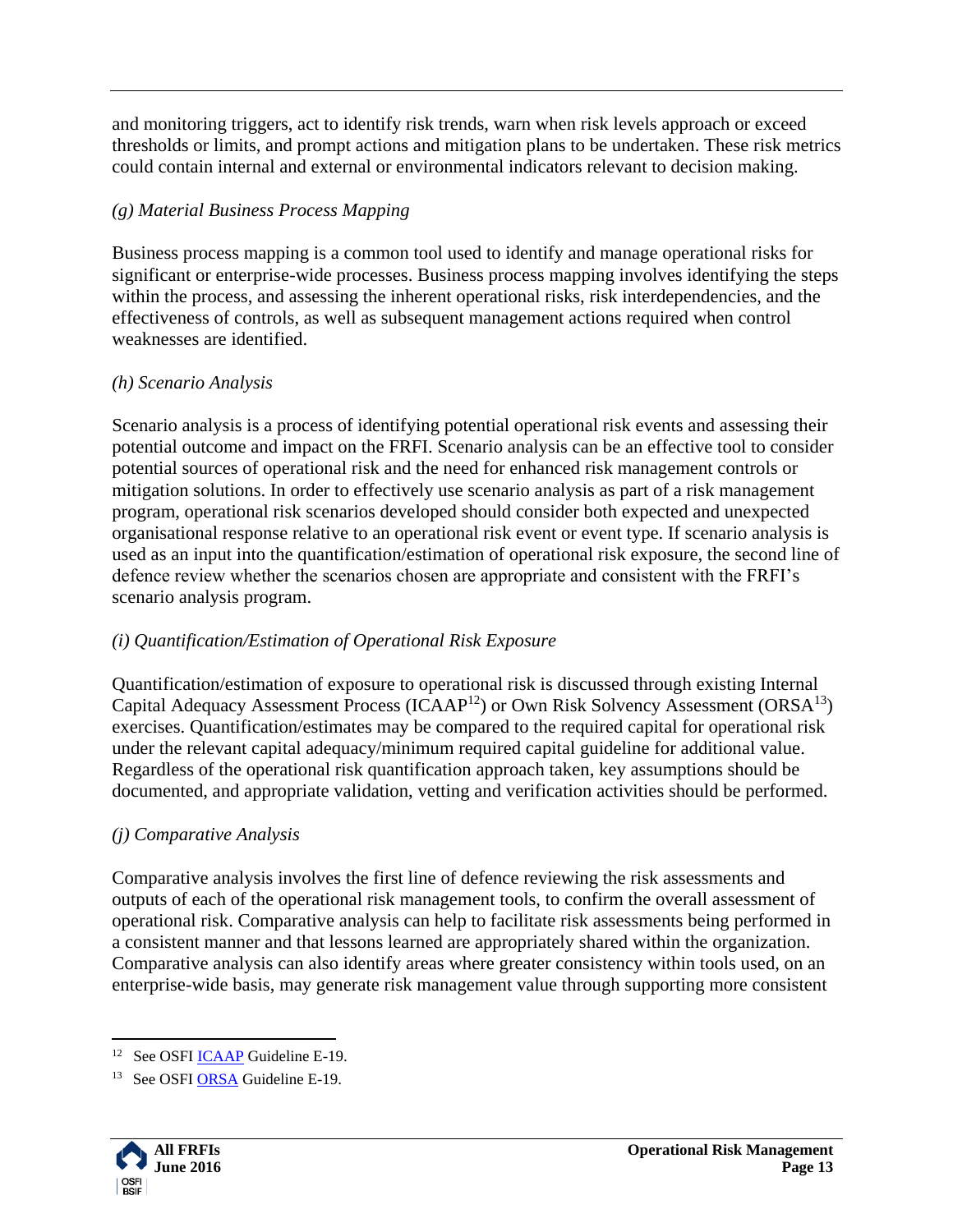and monitoring triggers, act to identify risk trends, warn when risk levels approach or exceed thresholds or limits, and prompt actions and mitigation plans to be undertaken. These risk metrics could contain internal and external or environmental indicators relevant to decision making.

*(g) Material Business Process Mapping*

Business process mapping is a common tool used to identify and manage operational risks for significant or enterprise-wide processes. Business process mapping involves identifying the steps within the process, and assessing the inherent operational risks, risk interdependencies, and the effectiveness of controls, as well as subsequent management actions required when control weaknesses are identified.

*(h) Scenario Analysis*

Scenario analysis is a process of identifying potential operational risk events and assessing their potential outcome and impact on the FRFI. Scenario analysis can be an effective tool to consider potential sources of operational risk and the need for enhanced risk management controls or mitigation solutions. In order to effectively use scenario analysis as part of a risk management program, operational risk scenarios developed should consider both expected and unexpected organisational response relative to an operational risk event or event type. If scenario analysis is used as an input into the quantification/estimation of operational risk exposure, the second line of defence review whether the scenarios chosen are appropriate and consistent with the FRFI's scenario analysis program.

*(i) Quantification/Estimation of Operational Risk Exposure*

Quantification/estimation of exposure to operational risk is discussed through existing Internal Capital Adequacy Assessment Process (ICAAP[12]) or Own Risk Solvency Assessment (ORSA[13]) exercises. Quantification/estimates may be compared to the required capital for operational risk under the relevant capital adequacy/minimum required capital guideline for additional value. Regardless of the operational risk quantification approach taken, key assumptions should be documented, and appropriate validation, vetting and verification activities should be performed.

*(j) Comparative Analysis*

Comparative analysis involves the first line of defence reviewing the risk assessments and outputs of each of the operational risk management tools, to confirm the overall assessment of operational risk. Comparative analysis can help to facilitate risk assessments being performed in a consistent manner and that lessons learned are appropriately shared within the organization. Comparative analysis can also identify areas where greater consistency within tools used, on an enterprise-wide basis, may generate risk management value through supporting more consistent

[12] See OSFI ICAAP Guideline E-19.

[13] See OSFI ORSA Guideline E-19.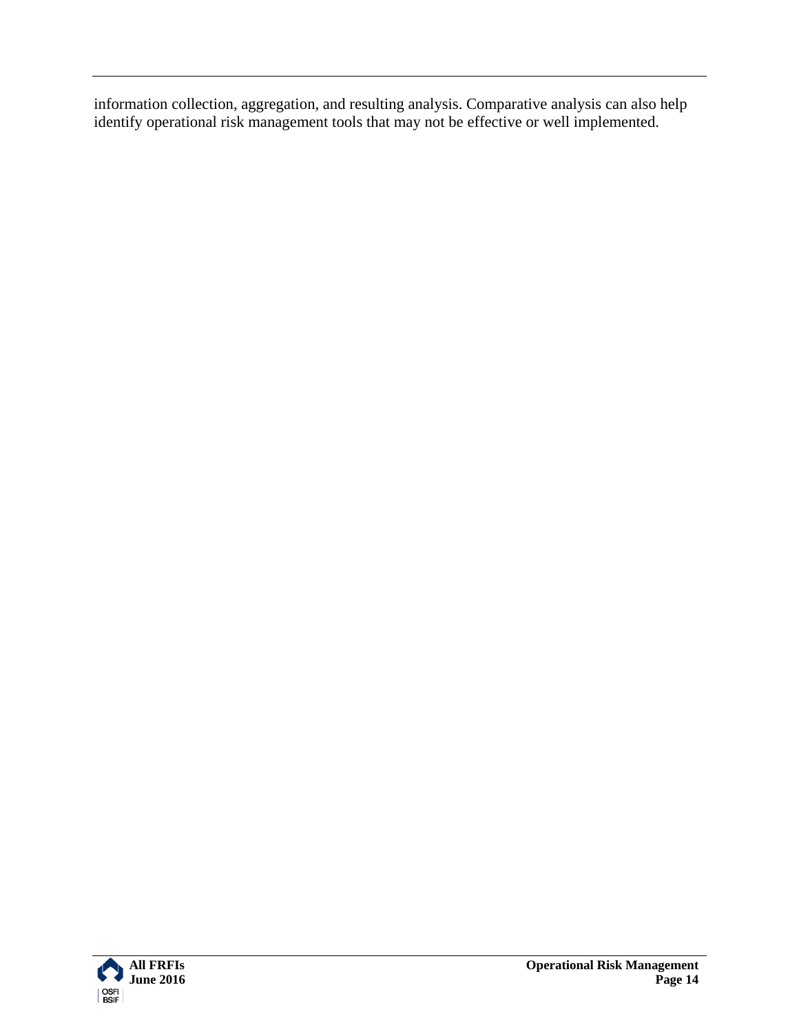information collection, aggregation, and resulting analysis. Comparative analysis can also help identify operational risk management tools that may not be effective or well implemented.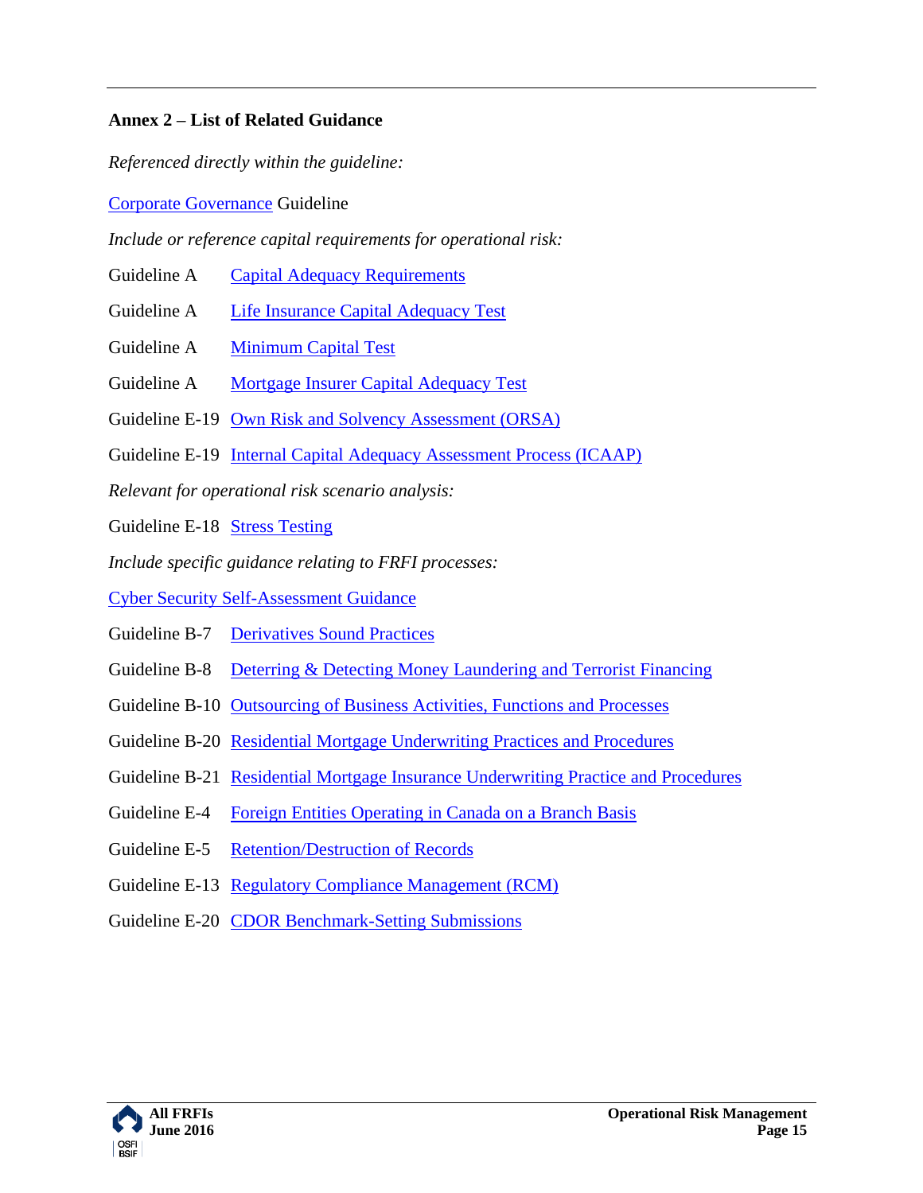## Annex 2 – List of Related Guidance

*Referenced directly within the guideline:*

Corporate Governance Guideline

*Include or reference capital requirements for operational risk:*

Guideline A Capital Adequacy Requirements

Guideline A Life Insurance Capital Adequacy Test

Guideline A Minimum Capital Test

Guideline A Mortgage Insurer Capital Adequacy Test

Guideline E-19 Own Risk and Solvency Assessment (ORSA)

Guideline E-19 Internal Capital Adequacy Assessment Process (ICAAP)

*Relevant for operational risk scenario analysis:*

Guideline E-18 Stress Testing

*Include specific guidance relating to FRFI processes:*

Cyber Security Self-Assessment Guidance

Guideline B-7 Derivatives Sound Practices

Guideline B-8 Deterring & Detecting Money Laundering and Terrorist Financing

Guideline B-10 Outsourcing of Business Activities, Functions and Processes

Guideline B-20 Residential Mortgage Underwriting Practices and Procedures

Guideline B-21 Residential Mortgage Insurance Underwriting Practice and Procedures

Guideline E-4 Foreign Entities Operating in Canada on a Branch Basis

Guideline E-5 Retention/Destruction of Records

Guideline E-13 Regulatory Compliance Management (RCM)

Guideline E-20 CDOR Benchmark-Setting Submissions